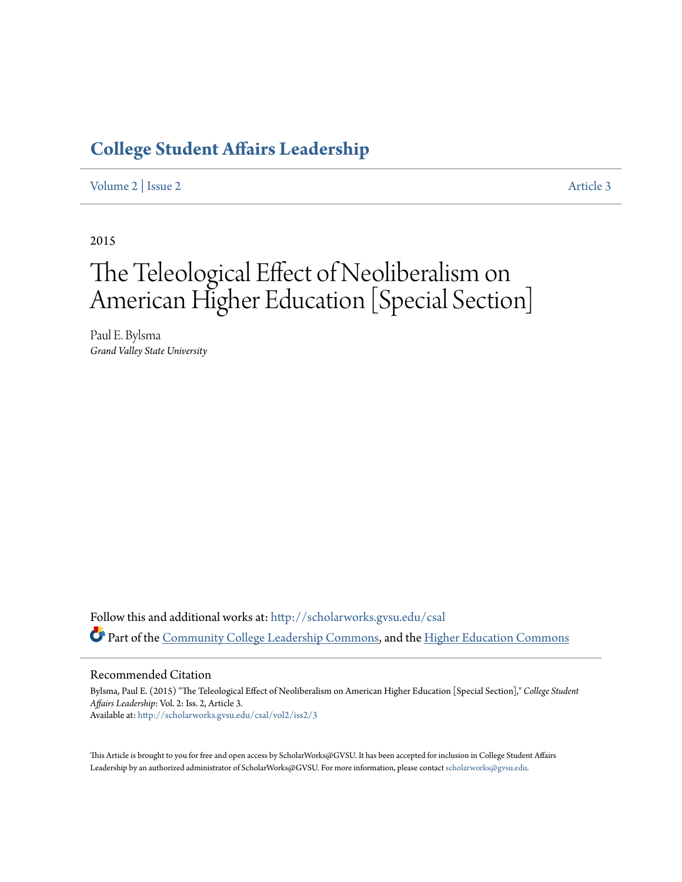# College Student Affairs Leadership

Volume 2 | Issue 2 Article 3

2015

# The Teleological Effect of Neoliberalism on American Higher Education [Special Section]

Paul E. Bylsma
*Grand Valley State University*

Follow this and additional works at: http://scholarworks.gvsu.edu/csal

Part of the Community College Leadership Commons, and the Higher Education Commons

## Recommended Citation

Bylsma, Paul E. (2015) "The Teleological Effect of Neoliberalism on American Higher Education [Special Section]," *College Student Affairs Leadership*: Vol. 2: Iss. 2, Article 3.
Available at: http://scholarworks.gvsu.edu/csal/vol2/iss2/3

This Article is brought to you for free and open access by ScholarWorks@GVSU. It has been accepted for inclusion in College Student Affairs Leadership by an authorized administrator of ScholarWorks@GVSU. For more information, please contact scholarworks@gvsu.edu.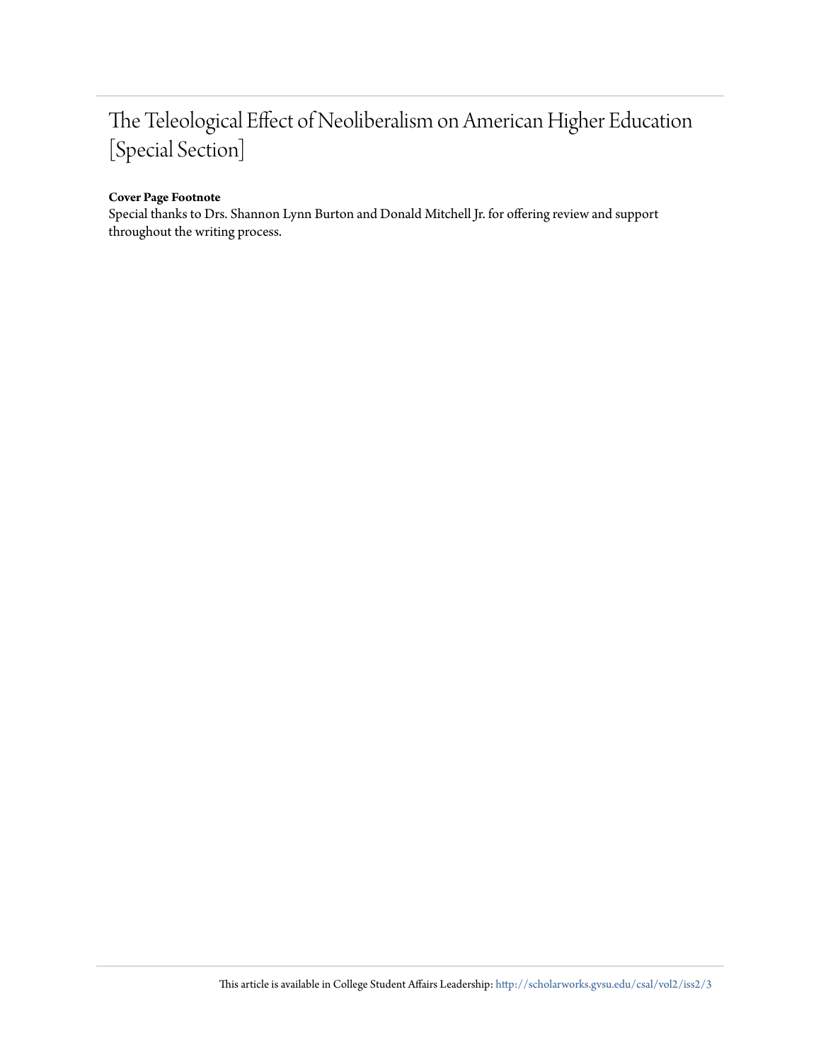# The Teleological Effect of Neoliberalism on American Higher Education [Special Section]

**Cover Page Footnote**

Special thanks to Drs. Shannon Lynn Burton and Donald Mitchell Jr. for offering review and support throughout the writing process.

This article is available in College Student Affairs Leadership: http://scholarworks.gvsu.edu/csal/vol2/iss2/3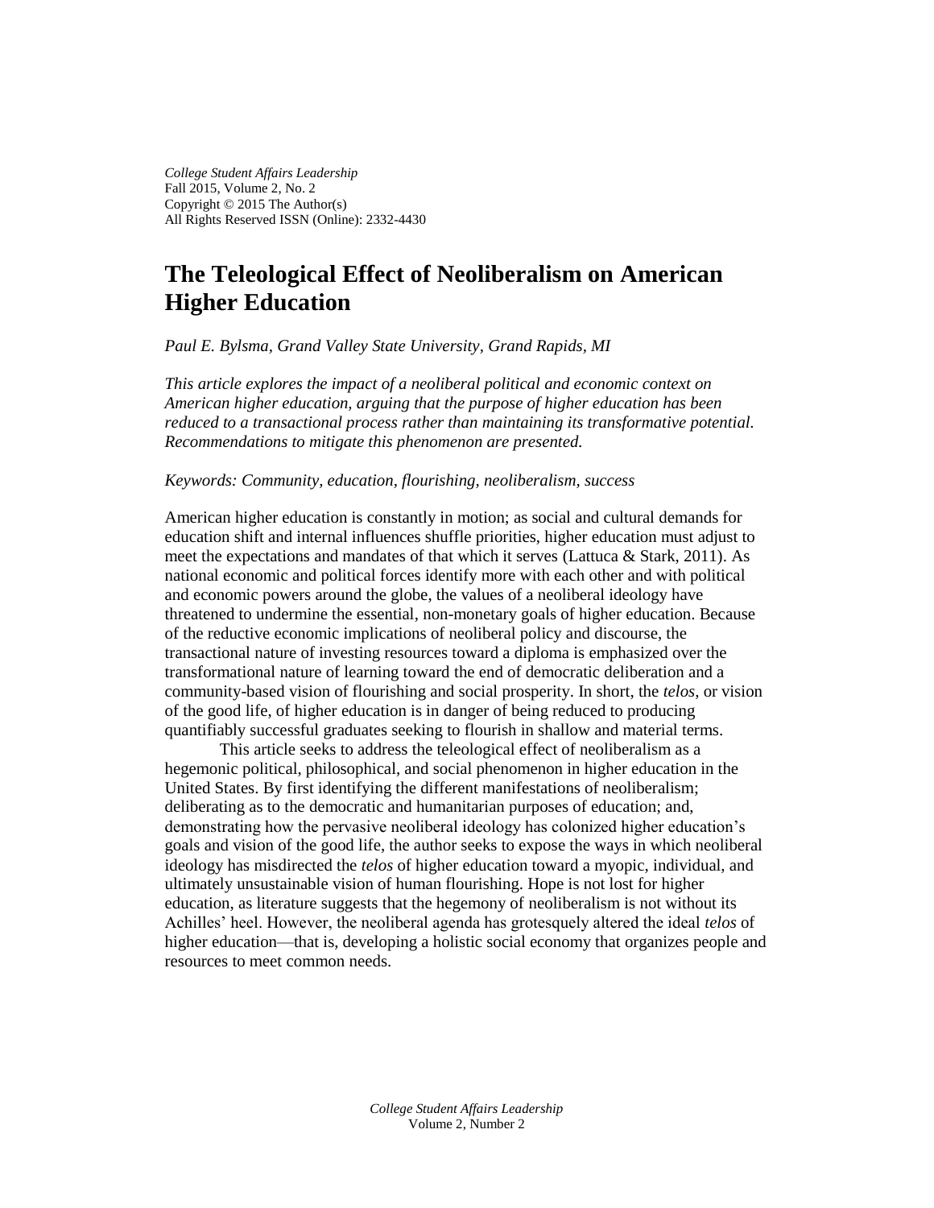*College Student Affairs Leadership*
Fall 2015, Volume 2, No. 2
Copyright © 2015 The Author(s)
All Rights Reserved ISSN (Online): 2332-4430

# The Teleological Effect of Neoliberalism on American Higher Education

*Paul E. Bylsma, Grand Valley State University, Grand Rapids, MI*

*This article explores the impact of a neoliberal political and economic context on American higher education, arguing that the purpose of higher education has been reduced to a transactional process rather than maintaining its transformative potential. Recommendations to mitigate this phenomenon are presented.*

*Keywords: Community, education, flourishing, neoliberalism, success*

American higher education is constantly in motion; as social and cultural demands for education shift and internal influences shuffle priorities, higher education must adjust to meet the expectations and mandates of that which it serves (Lattuca & Stark, 2011). As national economic and political forces identify more with each other and with political and economic powers around the globe, the values of a neoliberal ideology have threatened to undermine the essential, non-monetary goals of higher education. Because of the reductive economic implications of neoliberal policy and discourse, the transactional nature of investing resources toward a diploma is emphasized over the transformational nature of learning toward the end of democratic deliberation and a community-based vision of flourishing and social prosperity. In short, the *telos*, or vision of the good life, of higher education is in danger of being reduced to producing quantifiably successful graduates seeking to flourish in shallow and material terms.

This article seeks to address the teleological effect of neoliberalism as a hegemonic political, philosophical, and social phenomenon in higher education in the United States. By first identifying the different manifestations of neoliberalism; deliberating as to the democratic and humanitarian purposes of education; and, demonstrating how the pervasive neoliberal ideology has colonized higher education's goals and vision of the good life, the author seeks to expose the ways in which neoliberal ideology has misdirected the *telos* of higher education toward a myopic, individual, and ultimately unsustainable vision of human flourishing. Hope is not lost for higher education, as literature suggests that the hegemony of neoliberalism is not without its Achilles' heel. However, the neoliberal agenda has grotesquely altered the ideal *telos* of higher education—that is, developing a holistic social economy that organizes people and resources to meet common needs.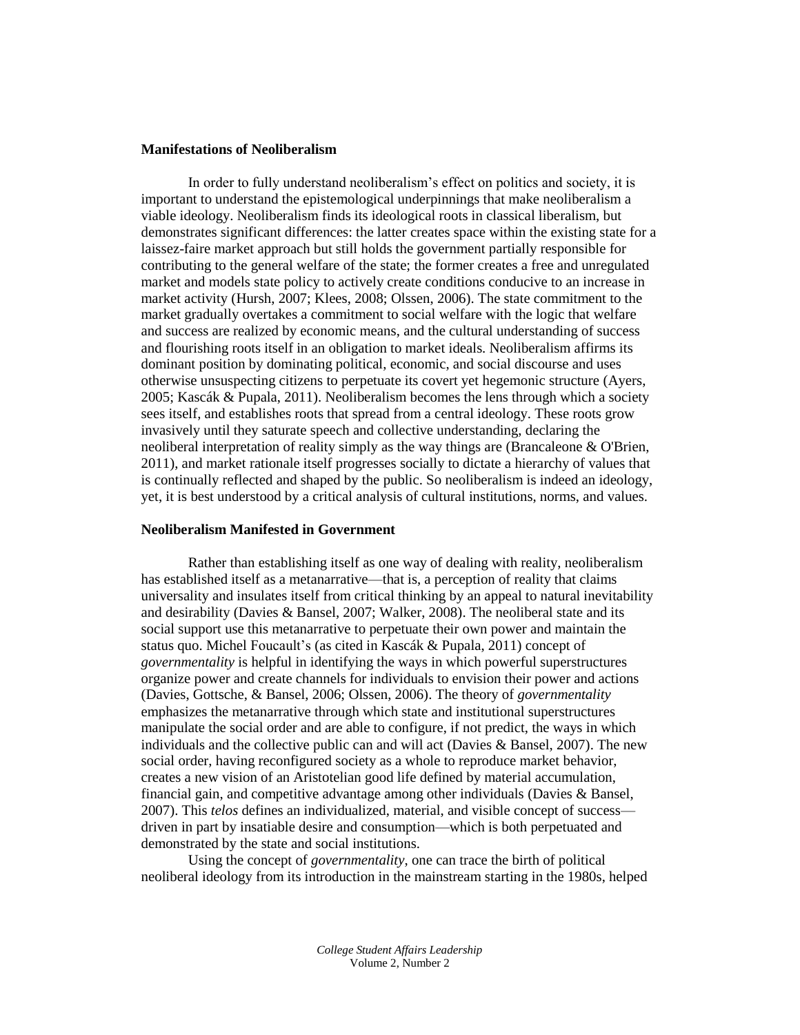### Manifestations of Neoliberalism

In order to fully understand neoliberalism's effect on politics and society, it is important to understand the epistemological underpinnings that make neoliberalism a viable ideology. Neoliberalism finds its ideological roots in classical liberalism, but demonstrates significant differences: the latter creates space within the existing state for a laissez-faire market approach but still holds the government partially responsible for contributing to the general welfare of the state; the former creates a free and unregulated market and models state policy to actively create conditions conducive to an increase in market activity (Hursh, 2007; Klees, 2008; Olssen, 2006). The state commitment to the market gradually overtakes a commitment to social welfare with the logic that welfare and success are realized by economic means, and the cultural understanding of success and flourishing roots itself in an obligation to market ideals. Neoliberalism affirms its dominant position by dominating political, economic, and social discourse and uses otherwise unsuspecting citizens to perpetuate its covert yet hegemonic structure (Ayers, 2005; Kascák & Pupala, 2011). Neoliberalism becomes the lens through which a society sees itself, and establishes roots that spread from a central ideology. These roots grow invasively until they saturate speech and collective understanding, declaring the neoliberal interpretation of reality simply as the way things are (Brancaleone & O'Brien, 2011), and market rationale itself progresses socially to dictate a hierarchy of values that is continually reflected and shaped by the public. So neoliberalism is indeed an ideology, yet, it is best understood by a critical analysis of cultural institutions, norms, and values.

### Neoliberalism Manifested in Government

Rather than establishing itself as one way of dealing with reality, neoliberalism has established itself as a metanarrative—that is, a perception of reality that claims universality and insulates itself from critical thinking by an appeal to natural inevitability and desirability (Davies & Bansel, 2007; Walker, 2008). The neoliberal state and its social support use this metanarrative to perpetuate their own power and maintain the status quo. Michel Foucault's (as cited in Kascák & Pupala, 2011) concept of *governmentality* is helpful in identifying the ways in which powerful superstructures organize power and create channels for individuals to envision their power and actions (Davies, Gottsche, & Bansel, 2006; Olssen, 2006). The theory of *governmentality* emphasizes the metanarrative through which state and institutional superstructures manipulate the social order and are able to configure, if not predict, the ways in which individuals and the collective public can and will act (Davies & Bansel, 2007). The new social order, having reconfigured society as a whole to reproduce market behavior, creates a new vision of an Aristotelian good life defined by material accumulation, financial gain, and competitive advantage among other individuals (Davies & Bansel, 2007). This *telos* defines an individualized, material, and visible concept of success—driven in part by insatiable desire and consumption—which is both perpetuated and demonstrated by the state and social institutions.

Using the concept of *governmentality*, one can trace the birth of political neoliberal ideology from its introduction in the mainstream starting in the 1980s, helped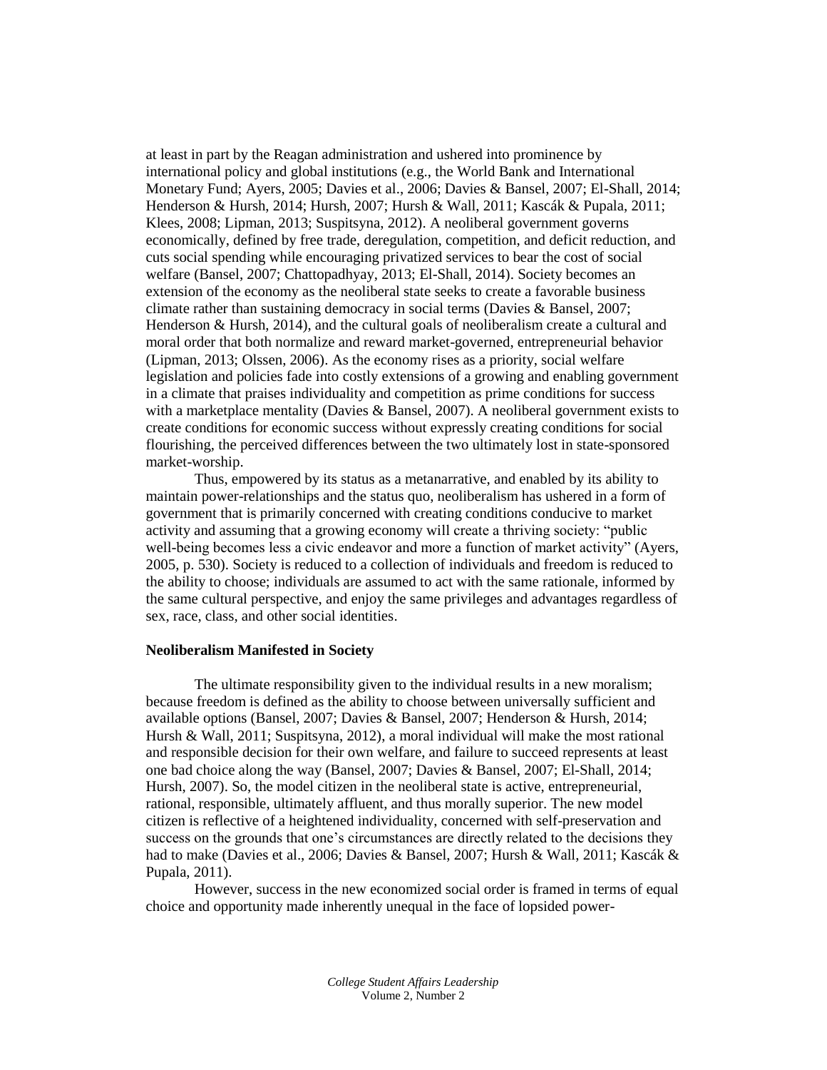at least in part by the Reagan administration and ushered into prominence by international policy and global institutions (e.g., the World Bank and International Monetary Fund; Ayers, 2005; Davies et al., 2006; Davies & Bansel, 2007; El-Shall, 2014; Henderson & Hursh, 2014; Hursh, 2007; Hursh & Wall, 2011; Kascák & Pupala, 2011; Klees, 2008; Lipman, 2013; Suspitsyna, 2012). A neoliberal government governs economically, defined by free trade, deregulation, competition, and deficit reduction, and cuts social spending while encouraging privatized services to bear the cost of social welfare (Bansel, 2007; Chattopadhyay, 2013; El-Shall, 2014). Society becomes an extension of the economy as the neoliberal state seeks to create a favorable business climate rather than sustaining democracy in social terms (Davies & Bansel, 2007; Henderson & Hursh, 2014), and the cultural goals of neoliberalism create a cultural and moral order that both normalize and reward market-governed, entrepreneurial behavior (Lipman, 2013; Olssen, 2006). As the economy rises as a priority, social welfare legislation and policies fade into costly extensions of a growing and enabling government in a climate that praises individuality and competition as prime conditions for success with a marketplace mentality (Davies & Bansel, 2007). A neoliberal government exists to create conditions for economic success without expressly creating conditions for social flourishing, the perceived differences between the two ultimately lost in state-sponsored market-worship.

Thus, empowered by its status as a metanarrative, and enabled by its ability to maintain power-relationships and the status quo, neoliberalism has ushered in a form of government that is primarily concerned with creating conditions conducive to market activity and assuming that a growing economy will create a thriving society: "public well-being becomes less a civic endeavor and more a function of market activity" (Ayers, 2005, p. 530). Society is reduced to a collection of individuals and freedom is reduced to the ability to choose; individuals are assumed to act with the same rationale, informed by the same cultural perspective, and enjoy the same privileges and advantages regardless of sex, race, class, and other social identities.

**Neoliberalism Manifested in Society**

The ultimate responsibility given to the individual results in a new moralism; because freedom is defined as the ability to choose between universally sufficient and available options (Bansel, 2007; Davies & Bansel, 2007; Henderson & Hursh, 2014; Hursh & Wall, 2011; Suspitsyna, 2012), a moral individual will make the most rational and responsible decision for their own welfare, and failure to succeed represents at least one bad choice along the way (Bansel, 2007; Davies & Bansel, 2007; El-Shall, 2014; Hursh, 2007). So, the model citizen in the neoliberal state is active, entrepreneurial, rational, responsible, ultimately affluent, and thus morally superior. The new model citizen is reflective of a heightened individuality, concerned with self-preservation and success on the grounds that one's circumstances are directly related to the decisions they had to make (Davies et al., 2006; Davies & Bansel, 2007; Hursh & Wall, 2011; Kascák & Pupala, 2011).

However, success in the new economized social order is framed in terms of equal choice and opportunity made inherently unequal in the face of lopsided power-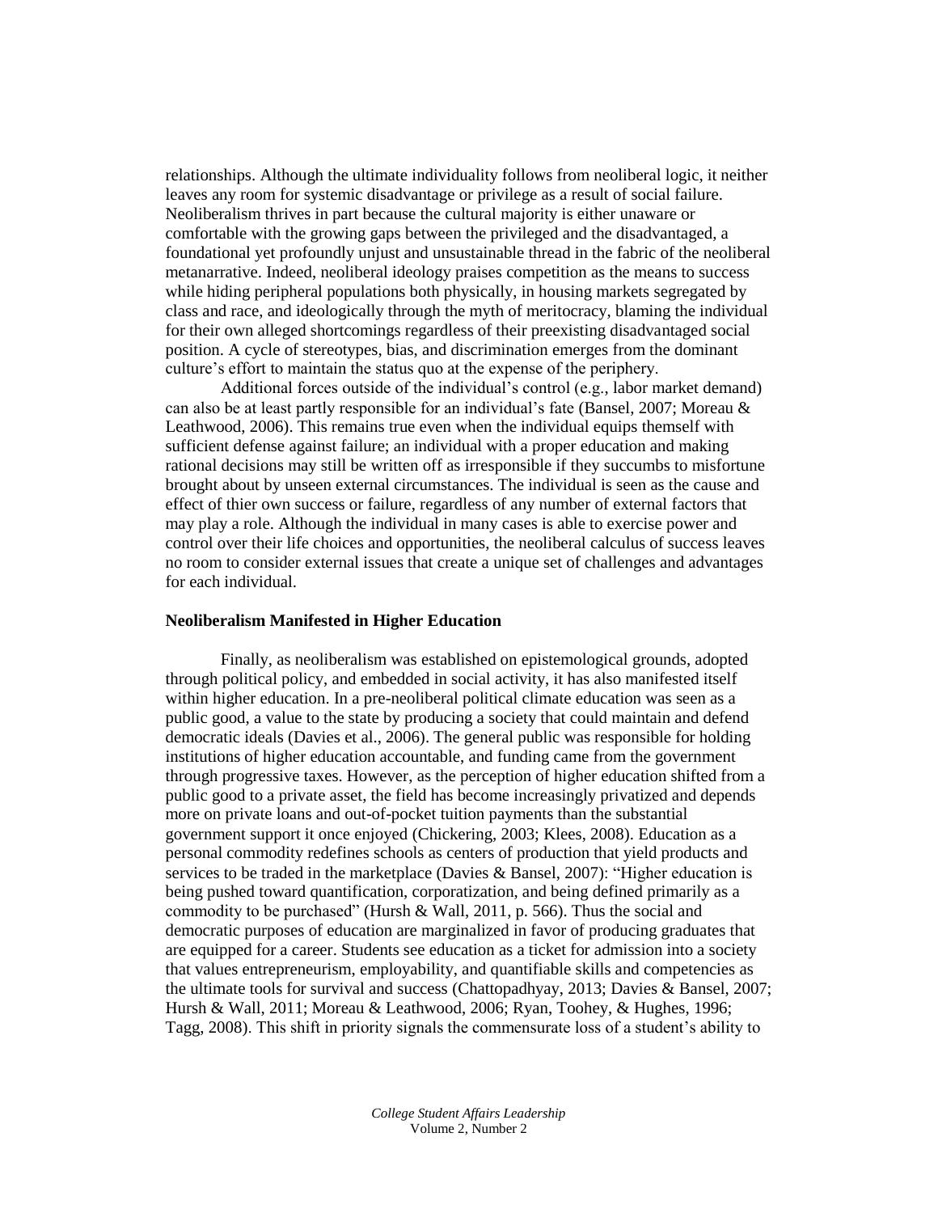relationships. Although the ultimate individuality follows from neoliberal logic, it neither leaves any room for systemic disadvantage or privilege as a result of social failure. Neoliberalism thrives in part because the cultural majority is either unaware or comfortable with the growing gaps between the privileged and the disadvantaged, a foundational yet profoundly unjust and unsustainable thread in the fabric of the neoliberal metanarrative. Indeed, neoliberal ideology praises competition as the means to success while hiding peripheral populations both physically, in housing markets segregated by class and race, and ideologically through the myth of meritocracy, blaming the individual for their own alleged shortcomings regardless of their preexisting disadvantaged social position. A cycle of stereotypes, bias, and discrimination emerges from the dominant culture's effort to maintain the status quo at the expense of the periphery.

Additional forces outside of the individual's control (e.g., labor market demand) can also be at least partly responsible for an individual's fate (Bansel, 2007; Moreau & Leathwood, 2006). This remains true even when the individual equips themself with sufficient defense against failure; an individual with a proper education and making rational decisions may still be written off as irresponsible if they succumbs to misfortune brought about by unseen external circumstances. The individual is seen as the cause and effect of thier own success or failure, regardless of any number of external factors that may play a role. Although the individual in many cases is able to exercise power and control over their life choices and opportunities, the neoliberal calculus of success leaves no room to consider external issues that create a unique set of challenges and advantages for each individual.

**Neoliberalism Manifested in Higher Education**

Finally, as neoliberalism was established on epistemological grounds, adopted through political policy, and embedded in social activity, it has also manifested itself within higher education. In a pre-neoliberal political climate education was seen as a public good, a value to the state by producing a society that could maintain and defend democratic ideals (Davies et al., 2006). The general public was responsible for holding institutions of higher education accountable, and funding came from the government through progressive taxes. However, as the perception of higher education shifted from a public good to a private asset, the field has become increasingly privatized and depends more on private loans and out-of-pocket tuition payments than the substantial government support it once enjoyed (Chickering, 2003; Klees, 2008). Education as a personal commodity redefines schools as centers of production that yield products and services to be traded in the marketplace (Davies & Bansel, 2007): "Higher education is being pushed toward quantification, corporatization, and being defined primarily as a commodity to be purchased" (Hursh & Wall, 2011, p. 566). Thus the social and democratic purposes of education are marginalized in favor of producing graduates that are equipped for a career. Students see education as a ticket for admission into a society that values entrepreneurism, employability, and quantifiable skills and competencies as the ultimate tools for survival and success (Chattopadhyay, 2013; Davies & Bansel, 2007; Hursh & Wall, 2011; Moreau & Leathwood, 2006; Ryan, Toohey, & Hughes, 1996; Tagg, 2008). This shift in priority signals the commensurate loss of a student's ability to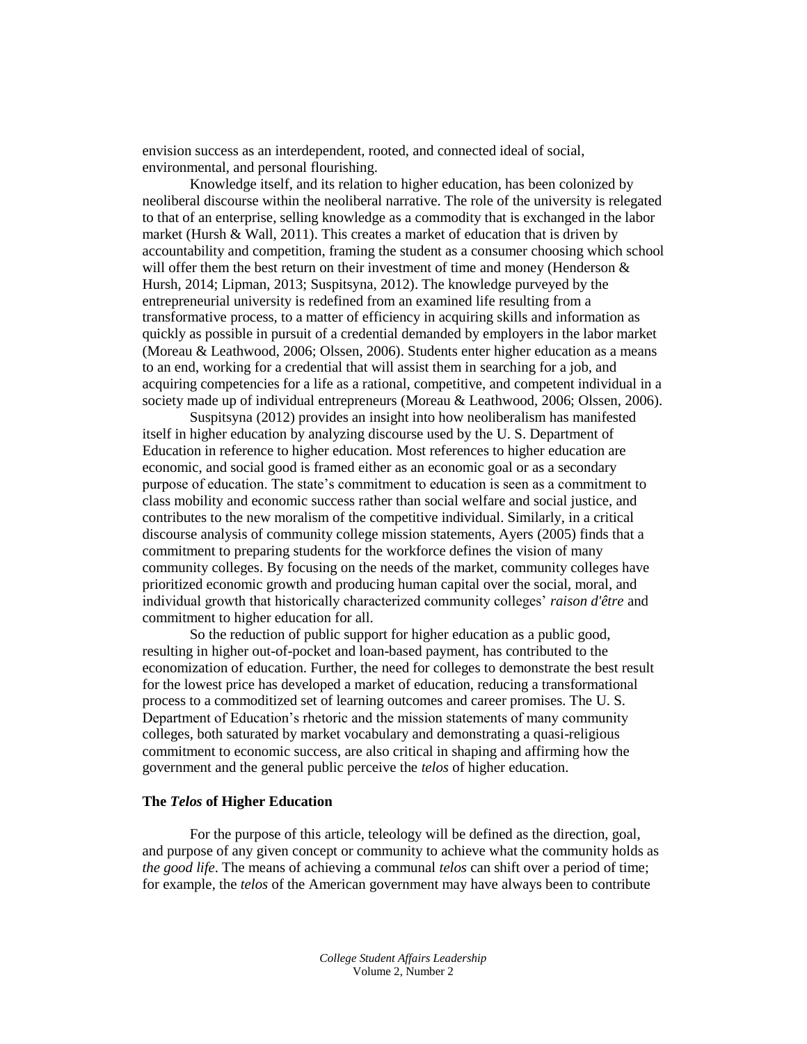envision success as an interdependent, rooted, and connected ideal of social, environmental, and personal flourishing.

Knowledge itself, and its relation to higher education, has been colonized by neoliberal discourse within the neoliberal narrative. The role of the university is relegated to that of an enterprise, selling knowledge as a commodity that is exchanged in the labor market (Hursh & Wall, 2011). This creates a market of education that is driven by accountability and competition, framing the student as a consumer choosing which school will offer them the best return on their investment of time and money (Henderson & Hursh, 2014; Lipman, 2013; Suspitsyna, 2012). The knowledge purveyed by the entrepreneurial university is redefined from an examined life resulting from a transformative process, to a matter of efficiency in acquiring skills and information as quickly as possible in pursuit of a credential demanded by employers in the labor market (Moreau & Leathwood, 2006; Olssen, 2006). Students enter higher education as a means to an end, working for a credential that will assist them in searching for a job, and acquiring competencies for a life as a rational, competitive, and competent individual in a society made up of individual entrepreneurs (Moreau & Leathwood, 2006; Olssen, 2006).

Suspitsyna (2012) provides an insight into how neoliberalism has manifested itself in higher education by analyzing discourse used by the U. S. Department of Education in reference to higher education. Most references to higher education are economic, and social good is framed either as an economic goal or as a secondary purpose of education. The state's commitment to education is seen as a commitment to class mobility and economic success rather than social welfare and social justice, and contributes to the new moralism of the competitive individual. Similarly, in a critical discourse analysis of community college mission statements, Ayers (2005) finds that a commitment to preparing students for the workforce defines the vision of many community colleges. By focusing on the needs of the market, community colleges have prioritized economic growth and producing human capital over the social, moral, and individual growth that historically characterized community colleges' *raison d'être* and commitment to higher education for all.

So the reduction of public support for higher education as a public good, resulting in higher out-of-pocket and loan-based payment, has contributed to the economization of education. Further, the need for colleges to demonstrate the best result for the lowest price has developed a market of education, reducing a transformational process to a commoditized set of learning outcomes and career promises. The U. S. Department of Education's rhetoric and the mission statements of many community colleges, both saturated by market vocabulary and demonstrating a quasi-religious commitment to economic success, are also critical in shaping and affirming how the government and the general public perceive the *telos* of higher education.

### The *Telos* of Higher Education

For the purpose of this article, teleology will be defined as the direction, goal, and purpose of any given concept or community to achieve what the community holds as *the good life*. The means of achieving a communal *telos* can shift over a period of time; for example, the *telos* of the American government may have always been to contribute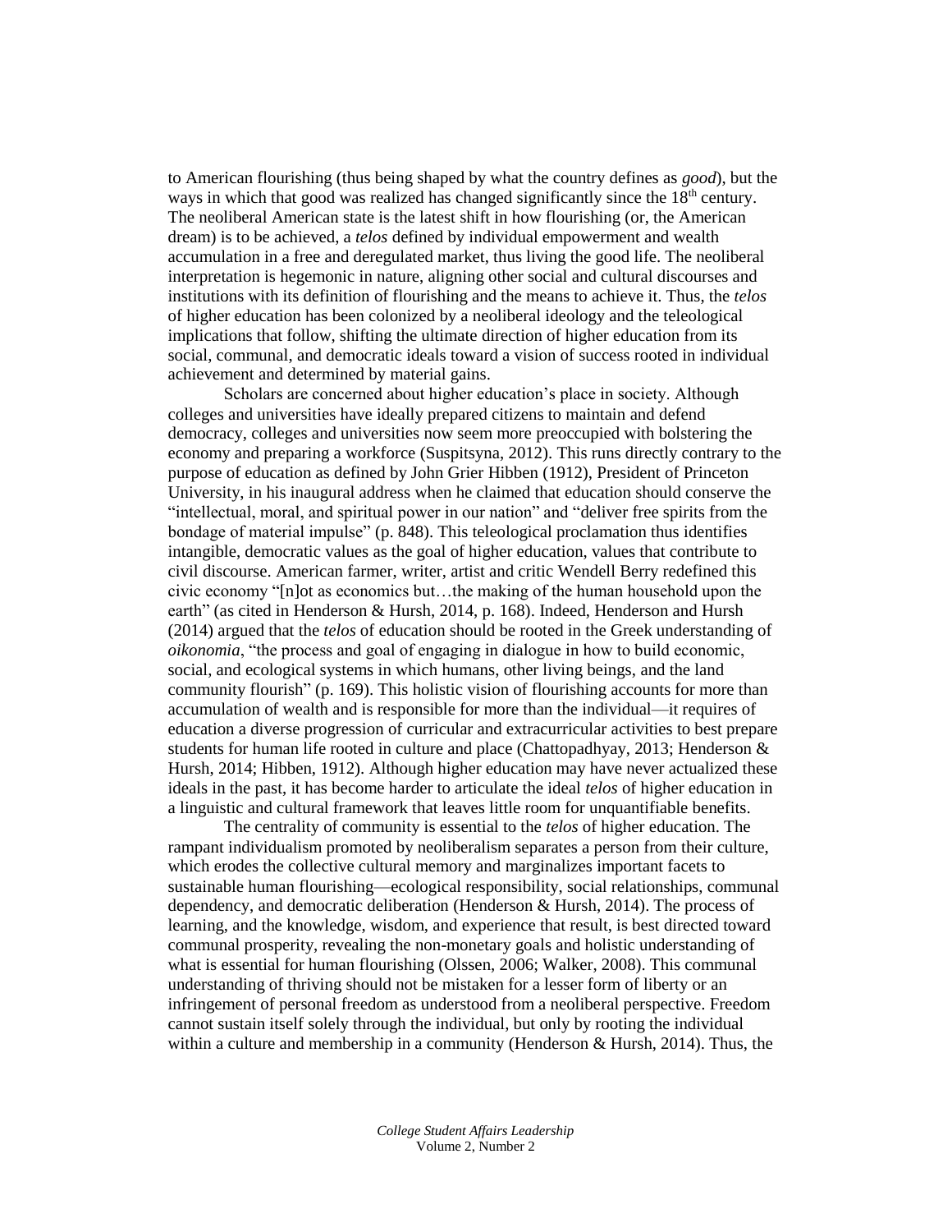to American flourishing (thus being shaped by what the country defines as *good*), but the ways in which that good was realized has changed significantly since the 18th century. The neoliberal American state is the latest shift in how flourishing (or, the American dream) is to be achieved, a *telos* defined by individual empowerment and wealth accumulation in a free and deregulated market, thus living the good life. The neoliberal interpretation is hegemonic in nature, aligning other social and cultural discourses and institutions with its definition of flourishing and the means to achieve it. Thus, the *telos* of higher education has been colonized by a neoliberal ideology and the teleological implications that follow, shifting the ultimate direction of higher education from its social, communal, and democratic ideals toward a vision of success rooted in individual achievement and determined by material gains.

Scholars are concerned about higher education's place in society. Although colleges and universities have ideally prepared citizens to maintain and defend democracy, colleges and universities now seem more preoccupied with bolstering the economy and preparing a workforce (Suspitsyna, 2012). This runs directly contrary to the purpose of education as defined by John Grier Hibben (1912), President of Princeton University, in his inaugural address when he claimed that education should conserve the "intellectual, moral, and spiritual power in our nation" and "deliver free spirits from the bondage of material impulse" (p. 848). This teleological proclamation thus identifies intangible, democratic values as the goal of higher education, values that contribute to civil discourse. American farmer, writer, artist and critic Wendell Berry redefined this civic economy "[n]ot as economics but…the making of the human household upon the earth" (as cited in Henderson & Hursh, 2014, p. 168). Indeed, Henderson and Hursh (2014) argued that the *telos* of education should be rooted in the Greek understanding of *oikonomia*, "the process and goal of engaging in dialogue in how to build economic, social, and ecological systems in which humans, other living beings, and the land community flourish" (p. 169). This holistic vision of flourishing accounts for more than accumulation of wealth and is responsible for more than the individual—it requires of education a diverse progression of curricular and extracurricular activities to best prepare students for human life rooted in culture and place (Chattopadhyay, 2013; Henderson & Hursh, 2014; Hibben, 1912). Although higher education may have never actualized these ideals in the past, it has become harder to articulate the ideal *telos* of higher education in a linguistic and cultural framework that leaves little room for unquantifiable benefits.

The centrality of community is essential to the *telos* of higher education. The rampant individualism promoted by neoliberalism separates a person from their culture, which erodes the collective cultural memory and marginalizes important facets to sustainable human flourishing—ecological responsibility, social relationships, communal dependency, and democratic deliberation (Henderson & Hursh, 2014). The process of learning, and the knowledge, wisdom, and experience that result, is best directed toward communal prosperity, revealing the non-monetary goals and holistic understanding of what is essential for human flourishing (Olssen, 2006; Walker, 2008). This communal understanding of thriving should not be mistaken for a lesser form of liberty or an infringement of personal freedom as understood from a neoliberal perspective. Freedom cannot sustain itself solely through the individual, but only by rooting the individual within a culture and membership in a community (Henderson & Hursh, 2014). Thus, the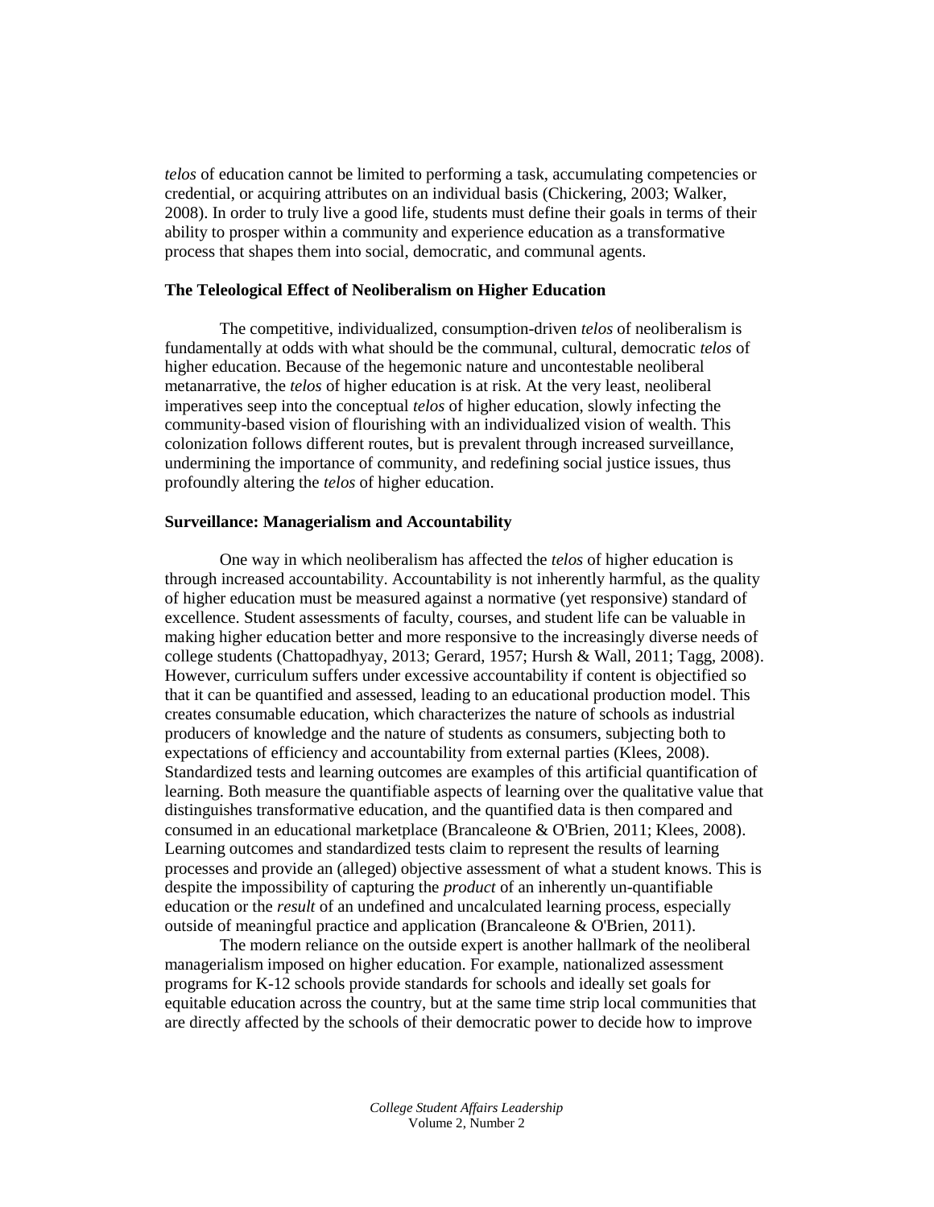*telos* of education cannot be limited to performing a task, accumulating competencies or credential, or acquiring attributes on an individual basis (Chickering, 2003; Walker, 2008). In order to truly live a good life, students must define their goals in terms of their ability to prosper within a community and experience education as a transformative process that shapes them into social, democratic, and communal agents.

### The Teleological Effect of Neoliberalism on Higher Education

The competitive, individualized, consumption-driven *telos* of neoliberalism is fundamentally at odds with what should be the communal, cultural, democratic *telos* of higher education. Because of the hegemonic nature and uncontestable neoliberal metanarrative, the *telos* of higher education is at risk. At the very least, neoliberal imperatives seep into the conceptual *telos* of higher education, slowly infecting the community-based vision of flourishing with an individualized vision of wealth. This colonization follows different routes, but is prevalent through increased surveillance, undermining the importance of community, and redefining social justice issues, thus profoundly altering the *telos* of higher education.

### Surveillance: Managerialism and Accountability

One way in which neoliberalism has affected the *telos* of higher education is through increased accountability. Accountability is not inherently harmful, as the quality of higher education must be measured against a normative (yet responsive) standard of excellence. Student assessments of faculty, courses, and student life can be valuable in making higher education better and more responsive to the increasingly diverse needs of college students (Chattopadhyay, 2013; Gerard, 1957; Hursh & Wall, 2011; Tagg, 2008). However, curriculum suffers under excessive accountability if content is objectified so that it can be quantified and assessed, leading to an educational production model. This creates consumable education, which characterizes the nature of schools as industrial producers of knowledge and the nature of students as consumers, subjecting both to expectations of efficiency and accountability from external parties (Klees, 2008). Standardized tests and learning outcomes are examples of this artificial quantification of learning. Both measure the quantifiable aspects of learning over the qualitative value that distinguishes transformative education, and the quantified data is then compared and consumed in an educational marketplace (Brancaleone & O'Brien, 2011; Klees, 2008). Learning outcomes and standardized tests claim to represent the results of learning processes and provide an (alleged) objective assessment of what a student knows. This is despite the impossibility of capturing the *product* of an inherently un-quantifiable education or the *result* of an undefined and uncalculated learning process, especially outside of meaningful practice and application (Brancaleone & O'Brien, 2011).

The modern reliance on the outside expert is another hallmark of the neoliberal managerialism imposed on higher education. For example, nationalized assessment programs for K-12 schools provide standards for schools and ideally set goals for equitable education across the country, but at the same time strip local communities that are directly affected by the schools of their democratic power to decide how to improve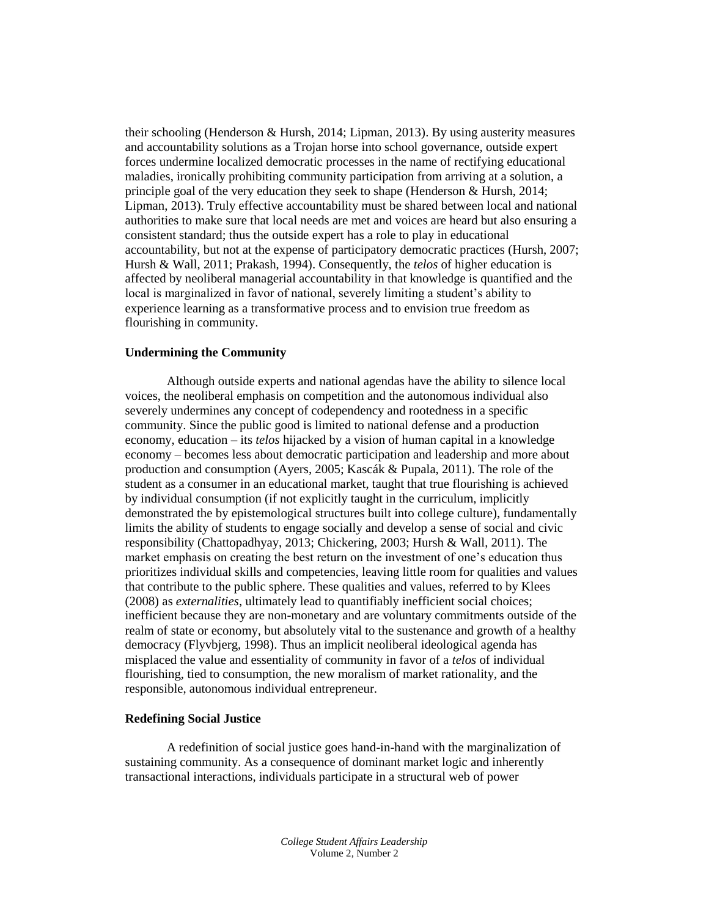their schooling (Henderson & Hursh, 2014; Lipman, 2013). By using austerity measures and accountability solutions as a Trojan horse into school governance, outside expert forces undermine localized democratic processes in the name of rectifying educational maladies, ironically prohibiting community participation from arriving at a solution, a principle goal of the very education they seek to shape (Henderson & Hursh, 2014; Lipman, 2013). Truly effective accountability must be shared between local and national authorities to make sure that local needs are met and voices are heard but also ensuring a consistent standard; thus the outside expert has a role to play in educational accountability, but not at the expense of participatory democratic practices (Hursh, 2007; Hursh & Wall, 2011; Prakash, 1994). Consequently, the *telos* of higher education is affected by neoliberal managerial accountability in that knowledge is quantified and the local is marginalized in favor of national, severely limiting a student's ability to experience learning as a transformative process and to envision true freedom as flourishing in community.

### Undermining the Community

Although outside experts and national agendas have the ability to silence local voices, the neoliberal emphasis on competition and the autonomous individual also severely undermines any concept of codependency and rootedness in a specific community. Since the public good is limited to national defense and a production economy, education – its *telos* hijacked by a vision of human capital in a knowledge economy – becomes less about democratic participation and leadership and more about production and consumption (Ayers, 2005; Kascák & Pupala, 2011). The role of the student as a consumer in an educational market, taught that true flourishing is achieved by individual consumption (if not explicitly taught in the curriculum, implicitly demonstrated the by epistemological structures built into college culture), fundamentally limits the ability of students to engage socially and develop a sense of social and civic responsibility (Chattopadhyay, 2013; Chickering, 2003; Hursh & Wall, 2011). The market emphasis on creating the best return on the investment of one's education thus prioritizes individual skills and competencies, leaving little room for qualities and values that contribute to the public sphere. These qualities and values, referred to by Klees (2008) as *externalities*, ultimately lead to quantifiably inefficient social choices; inefficient because they are non-monetary and are voluntary commitments outside of the realm of state or economy, but absolutely vital to the sustenance and growth of a healthy democracy (Flyvbjerg, 1998). Thus an implicit neoliberal ideological agenda has misplaced the value and essentiality of community in favor of a *telos* of individual flourishing, tied to consumption, the new moralism of market rationality, and the responsible, autonomous individual entrepreneur.

### Redefining Social Justice

A redefinition of social justice goes hand-in-hand with the marginalization of sustaining community. As a consequence of dominant market logic and inherently transactional interactions, individuals participate in a structural web of power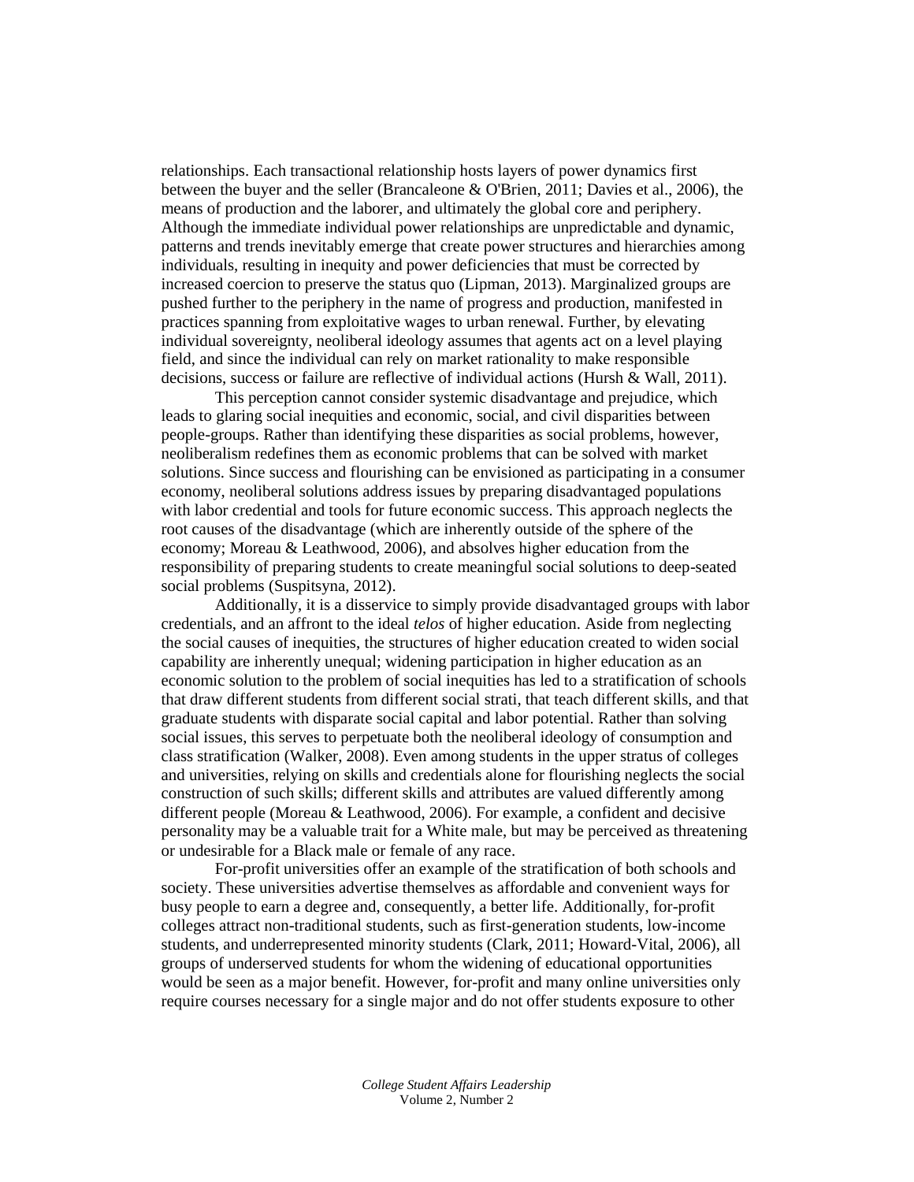relationships. Each transactional relationship hosts layers of power dynamics first between the buyer and the seller (Brancaleone & O'Brien, 2011; Davies et al., 2006), the means of production and the laborer, and ultimately the global core and periphery. Although the immediate individual power relationships are unpredictable and dynamic, patterns and trends inevitably emerge that create power structures and hierarchies among individuals, resulting in inequity and power deficiencies that must be corrected by increased coercion to preserve the status quo (Lipman, 2013). Marginalized groups are pushed further to the periphery in the name of progress and production, manifested in practices spanning from exploitative wages to urban renewal. Further, by elevating individual sovereignty, neoliberal ideology assumes that agents act on a level playing field, and since the individual can rely on market rationality to make responsible decisions, success or failure are reflective of individual actions (Hursh & Wall, 2011).

This perception cannot consider systemic disadvantage and prejudice, which leads to glaring social inequities and economic, social, and civil disparities between people-groups. Rather than identifying these disparities as social problems, however, neoliberalism redefines them as economic problems that can be solved with market solutions. Since success and flourishing can be envisioned as participating in a consumer economy, neoliberal solutions address issues by preparing disadvantaged populations with labor credential and tools for future economic success. This approach neglects the root causes of the disadvantage (which are inherently outside of the sphere of the economy; Moreau & Leathwood, 2006), and absolves higher education from the responsibility of preparing students to create meaningful social solutions to deep-seated social problems (Suspitsyna, 2012).

Additionally, it is a disservice to simply provide disadvantaged groups with labor credentials, and an affront to the ideal *telos* of higher education. Aside from neglecting the social causes of inequities, the structures of higher education created to widen social capability are inherently unequal; widening participation in higher education as an economic solution to the problem of social inequities has led to a stratification of schools that draw different students from different social strati, that teach different skills, and that graduate students with disparate social capital and labor potential. Rather than solving social issues, this serves to perpetuate both the neoliberal ideology of consumption and class stratification (Walker, 2008). Even among students in the upper stratus of colleges and universities, relying on skills and credentials alone for flourishing neglects the social construction of such skills; different skills and attributes are valued differently among different people (Moreau & Leathwood, 2006). For example, a confident and decisive personality may be a valuable trait for a White male, but may be perceived as threatening or undesirable for a Black male or female of any race.

For-profit universities offer an example of the stratification of both schools and society. These universities advertise themselves as affordable and convenient ways for busy people to earn a degree and, consequently, a better life. Additionally, for-profit colleges attract non-traditional students, such as first-generation students, low-income students, and underrepresented minority students (Clark, 2011; Howard-Vital, 2006), all groups of underserved students for whom the widening of educational opportunities would be seen as a major benefit. However, for-profit and many online universities only require courses necessary for a single major and do not offer students exposure to other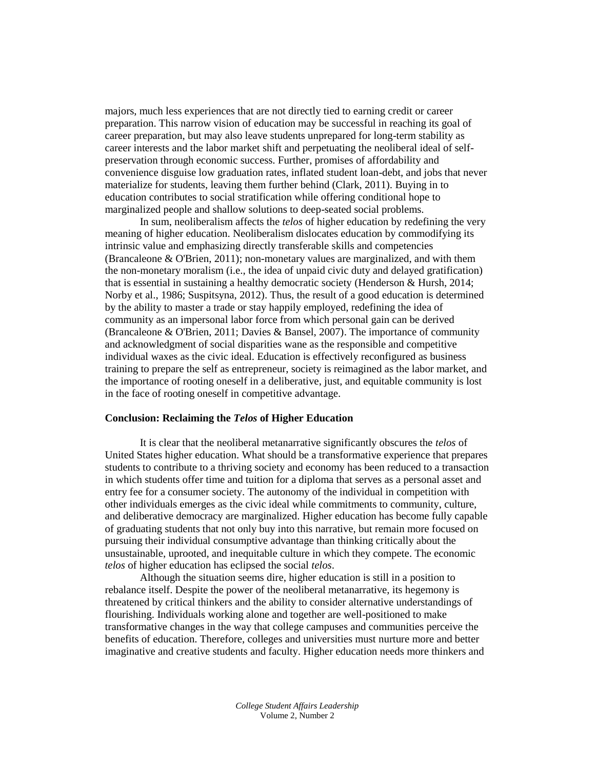majors, much less experiences that are not directly tied to earning credit or career preparation. This narrow vision of education may be successful in reaching its goal of career preparation, but may also leave students unprepared for long-term stability as career interests and the labor market shift and perpetuating the neoliberal ideal of self-preservation through economic success. Further, promises of affordability and convenience disguise low graduation rates, inflated student loan-debt, and jobs that never materialize for students, leaving them further behind (Clark, 2011). Buying in to education contributes to social stratification while offering conditional hope to marginalized people and shallow solutions to deep-seated social problems.

In sum, neoliberalism affects the *telos* of higher education by redefining the very meaning of higher education. Neoliberalism dislocates education by commodifying its intrinsic value and emphasizing directly transferable skills and competencies (Brancaleone & O'Brien, 2011); non-monetary values are marginalized, and with them the non-monetary moralism (i.e., the idea of unpaid civic duty and delayed gratification) that is essential in sustaining a healthy democratic society (Henderson & Hursh, 2014; Norby et al., 1986; Suspitsyna, 2012). Thus, the result of a good education is determined by the ability to master a trade or stay happily employed, redefining the idea of community as an impersonal labor force from which personal gain can be derived (Brancaleone & O'Brien, 2011; Davies & Bansel, 2007). The importance of community and acknowledgment of social disparities wane as the responsible and competitive individual waxes as the civic ideal. Education is effectively reconfigured as business training to prepare the self as entrepreneur, society is reimagined as the labor market, and the importance of rooting oneself in a deliberative, just, and equitable community is lost in the face of rooting oneself in competitive advantage.

## Conclusion: Reclaiming the *Telos* of Higher Education

It is clear that the neoliberal metanarrative significantly obscures the *telos* of United States higher education. What should be a transformative experience that prepares students to contribute to a thriving society and economy has been reduced to a transaction in which students offer time and tuition for a diploma that serves as a personal asset and entry fee for a consumer society. The autonomy of the individual in competition with other individuals emerges as the civic ideal while commitments to community, culture, and deliberative democracy are marginalized. Higher education has become fully capable of graduating students that not only buy into this narrative, but remain more focused on pursuing their individual consumptive advantage than thinking critically about the unsustainable, uprooted, and inequitable culture in which they compete. The economic *telos* of higher education has eclipsed the social *telos*.

Although the situation seems dire, higher education is still in a position to rebalance itself. Despite the power of the neoliberal metanarrative, its hegemony is threatened by critical thinkers and the ability to consider alternative understandings of flourishing. Individuals working alone and together are well-positioned to make transformative changes in the way that college campuses and communities perceive the benefits of education. Therefore, colleges and universities must nurture more and better imaginative and creative students and faculty. Higher education needs more thinkers and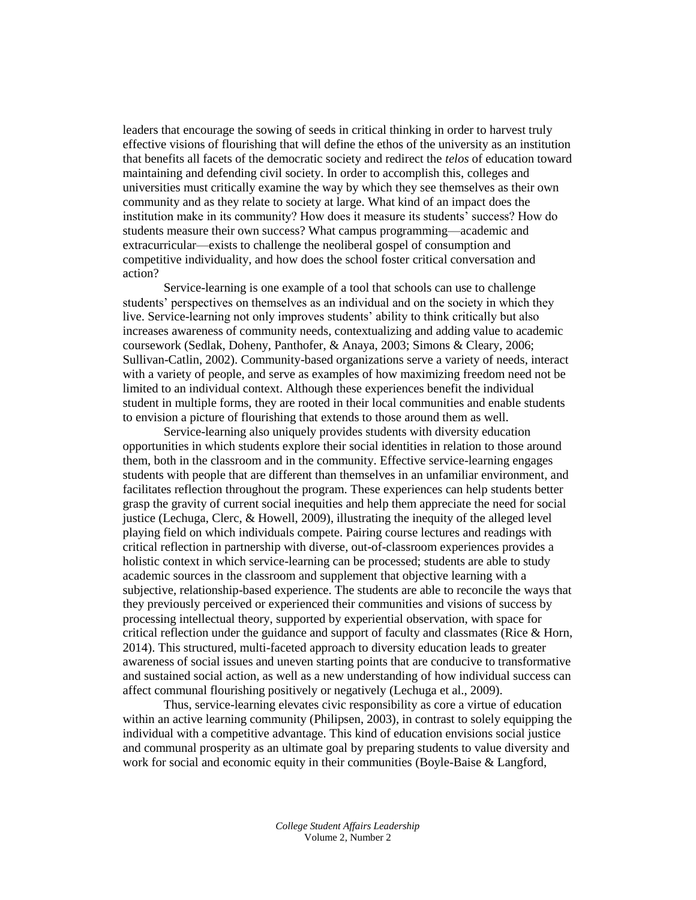leaders that encourage the sowing of seeds in critical thinking in order to harvest truly effective visions of flourishing that will define the ethos of the university as an institution that benefits all facets of the democratic society and redirect the *telos* of education toward maintaining and defending civil society. In order to accomplish this, colleges and universities must critically examine the way by which they see themselves as their own community and as they relate to society at large. What kind of an impact does the institution make in its community? How does it measure its students' success? How do students measure their own success? What campus programming—academic and extracurricular—exists to challenge the neoliberal gospel of consumption and competitive individuality, and how does the school foster critical conversation and action?

Service-learning is one example of a tool that schools can use to challenge students' perspectives on themselves as an individual and on the society in which they live. Service-learning not only improves students' ability to think critically but also increases awareness of community needs, contextualizing and adding value to academic coursework (Sedlak, Doheny, Panthofer, & Anaya, 2003; Simons & Cleary, 2006; Sullivan-Catlin, 2002). Community-based organizations serve a variety of needs, interact with a variety of people, and serve as examples of how maximizing freedom need not be limited to an individual context. Although these experiences benefit the individual student in multiple forms, they are rooted in their local communities and enable students to envision a picture of flourishing that extends to those around them as well.

Service-learning also uniquely provides students with diversity education opportunities in which students explore their social identities in relation to those around them, both in the classroom and in the community. Effective service-learning engages students with people that are different than themselves in an unfamiliar environment, and facilitates reflection throughout the program. These experiences can help students better grasp the gravity of current social inequities and help them appreciate the need for social justice (Lechuga, Clerc, & Howell, 2009), illustrating the inequity of the alleged level playing field on which individuals compete. Pairing course lectures and readings with critical reflection in partnership with diverse, out-of-classroom experiences provides a holistic context in which service-learning can be processed; students are able to study academic sources in the classroom and supplement that objective learning with a subjective, relationship-based experience. The students are able to reconcile the ways that they previously perceived or experienced their communities and visions of success by processing intellectual theory, supported by experiential observation, with space for critical reflection under the guidance and support of faculty and classmates (Rice & Horn, 2014). This structured, multi-faceted approach to diversity education leads to greater awareness of social issues and uneven starting points that are conducive to transformative and sustained social action, as well as a new understanding of how individual success can affect communal flourishing positively or negatively (Lechuga et al., 2009).

Thus, service-learning elevates civic responsibility as core a virtue of education within an active learning community (Philipsen, 2003), in contrast to solely equipping the individual with a competitive advantage. This kind of education envisions social justice and communal prosperity as an ultimate goal by preparing students to value diversity and work for social and economic equity in their communities (Boyle-Baise & Langford,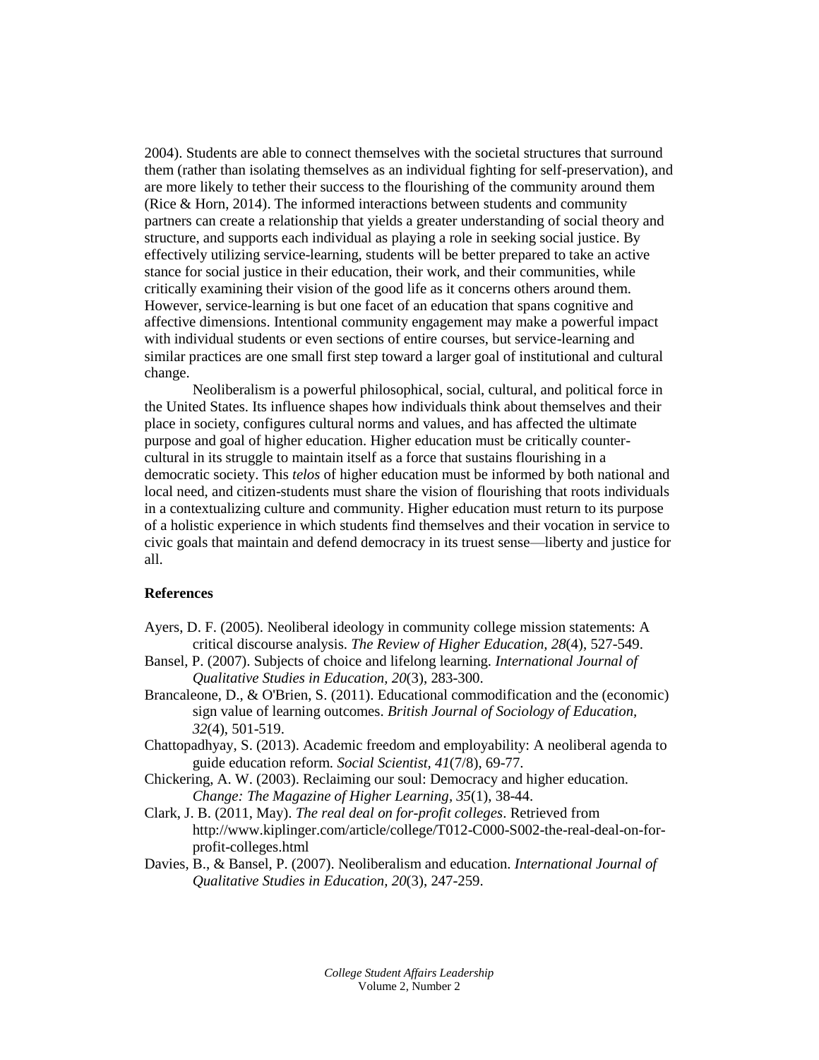2004). Students are able to connect themselves with the societal structures that surround them (rather than isolating themselves as an individual fighting for self-preservation), and are more likely to tether their success to the flourishing of the community around them (Rice & Horn, 2014). The informed interactions between students and community partners can create a relationship that yields a greater understanding of social theory and structure, and supports each individual as playing a role in seeking social justice. By effectively utilizing service-learning, students will be better prepared to take an active stance for social justice in their education, their work, and their communities, while critically examining their vision of the good life as it concerns others around them. However, service-learning is but one facet of an education that spans cognitive and affective dimensions. Intentional community engagement may make a powerful impact with individual students or even sections of entire courses, but service-learning and similar practices are one small first step toward a larger goal of institutional and cultural change.

Neoliberalism is a powerful philosophical, social, cultural, and political force in the United States. Its influence shapes how individuals think about themselves and their place in society, configures cultural norms and values, and has affected the ultimate purpose and goal of higher education. Higher education must be critically counter-cultural in its struggle to maintain itself as a force that sustains flourishing in a democratic society. This *telos* of higher education must be informed by both national and local need, and citizen-students must share the vision of flourishing that roots individuals in a contextualizing culture and community. Higher education must return to its purpose of a holistic experience in which students find themselves and their vocation in service to civic goals that maintain and defend democracy in its truest sense—liberty and justice for all.

**References**

Ayers, D. F. (2005). Neoliberal ideology in community college mission statements: A critical discourse analysis. *The Review of Higher Education, 28*(4), 527-549.

Bansel, P. (2007). Subjects of choice and lifelong learning. *International Journal of Qualitative Studies in Education, 20*(3), 283-300.

Brancaleone, D., & O'Brien, S. (2011). Educational commodification and the (economic) sign value of learning outcomes. *British Journal of Sociology of Education, 32*(4), 501-519.

Chattopadhyay, S. (2013). Academic freedom and employability: A neoliberal agenda to guide education reform. *Social Scientist, 41*(7/8), 69-77.

Chickering, A. W. (2003). Reclaiming our soul: Democracy and higher education. *Change: The Magazine of Higher Learning, 35*(1), 38-44.

Clark, J. B. (2011, May). *The real deal on for-profit colleges*. Retrieved from http://www.kiplinger.com/article/college/T012-C000-S002-the-real-deal-on-for-profit-colleges.html

Davies, B., & Bansel, P. (2007). Neoliberalism and education. *International Journal of Qualitative Studies in Education, 20*(3), 247-259.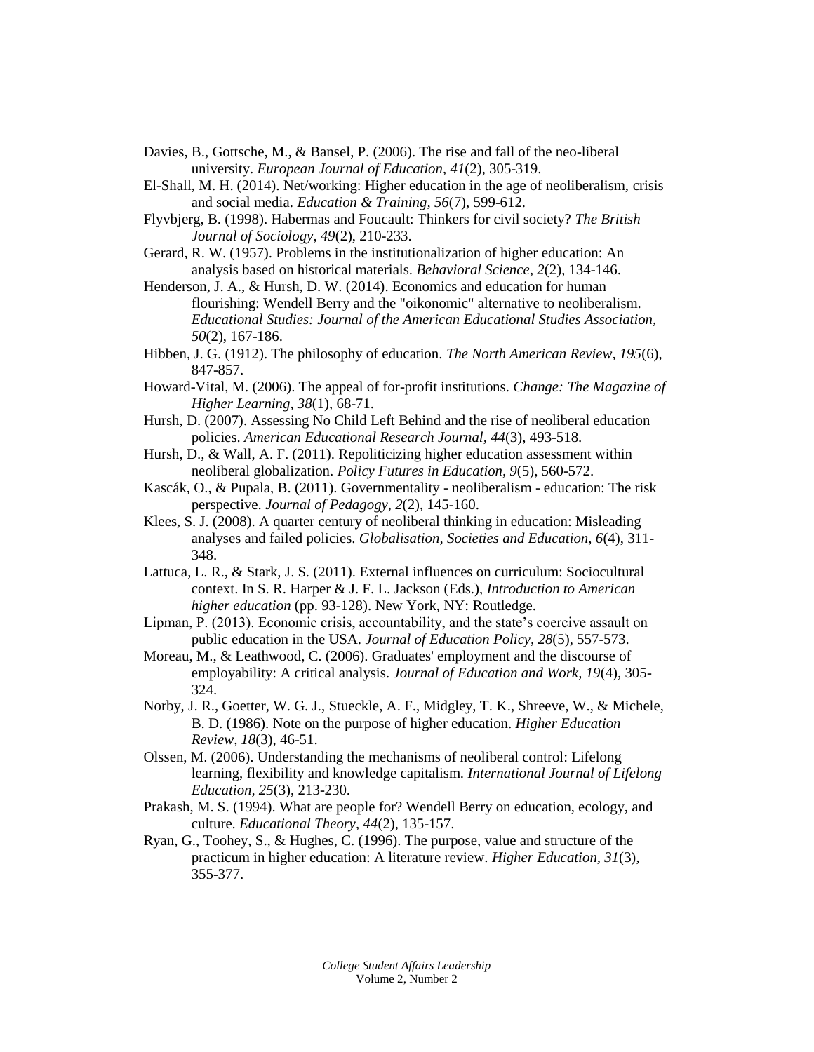Davies, B., Gottsche, M., & Bansel, P. (2006). The rise and fall of the neo-liberal university. *European Journal of Education*, *41*(2), 305-319.

El-Shall, M. H. (2014). Net/working: Higher education in the age of neoliberalism, crisis and social media. *Education & Training, 56*(7), 599-612.

Flyvbjerg, B. (1998). Habermas and Foucault: Thinkers for civil society? *The British Journal of Sociology, 49*(2), 210-233.

Gerard, R. W. (1957). Problems in the institutionalization of higher education: An analysis based on historical materials. *Behavioral Science, 2*(2), 134-146.

Henderson, J. A., & Hursh, D. W. (2014). Economics and education for human flourishing: Wendell Berry and the "oikonomic" alternative to neoliberalism. *Educational Studies: Journal of the American Educational Studies Association, 50*(2), 167-186.

Hibben, J. G. (1912). The philosophy of education. *The North American Review, 195*(6), 847-857.

Howard-Vital, M. (2006). The appeal of for-profit institutions. *Change: The Magazine of Higher Learning, 38*(1), 68-71.

Hursh, D. (2007). Assessing No Child Left Behind and the rise of neoliberal education policies. *American Educational Research Journal*, *44*(3), 493-518.

Hursh, D., & Wall, A. F. (2011). Repoliticizing higher education assessment within neoliberal globalization. *Policy Futures in Education, 9*(5), 560-572.

Kascák, O., & Pupala, B. (2011). Governmentality - neoliberalism - education: The risk perspective. *Journal of Pedagogy, 2*(2), 145-160.

Klees, S. J. (2008). A quarter century of neoliberal thinking in education: Misleading analyses and failed policies. *Globalisation, Societies and Education, 6*(4), 311-348.

Lattuca, L. R., & Stark, J. S. (2011). External influences on curriculum: Sociocultural context. In S. R. Harper & J. F. L. Jackson (Eds.), *Introduction to American higher education* (pp. 93-128). New York, NY: Routledge.

Lipman, P. (2013). Economic crisis, accountability, and the state's coercive assault on public education in the USA. *Journal of Education Policy, 28*(5), 557-573.

Moreau, M., & Leathwood, C. (2006). Graduates' employment and the discourse of employability: A critical analysis. *Journal of Education and Work, 19*(4), 305-324.

Norby, J. R., Goetter, W. G. J., Stueckle, A. F., Midgley, T. K., Shreeve, W., & Michele, B. D. (1986). Note on the purpose of higher education. *Higher Education Review*, *18*(3), 46-51.

Olssen, M. (2006). Understanding the mechanisms of neoliberal control: Lifelong learning, flexibility and knowledge capitalism. *International Journal of Lifelong Education*, *25*(3), 213-230.

Prakash, M. S. (1994). What are people for? Wendell Berry on education, ecology, and culture. *Educational Theory*, *44*(2), 135-157.

Ryan, G., Toohey, S., & Hughes, C. (1996). The purpose, value and structure of the practicum in higher education: A literature review. *Higher Education*, *31*(3), 355-377.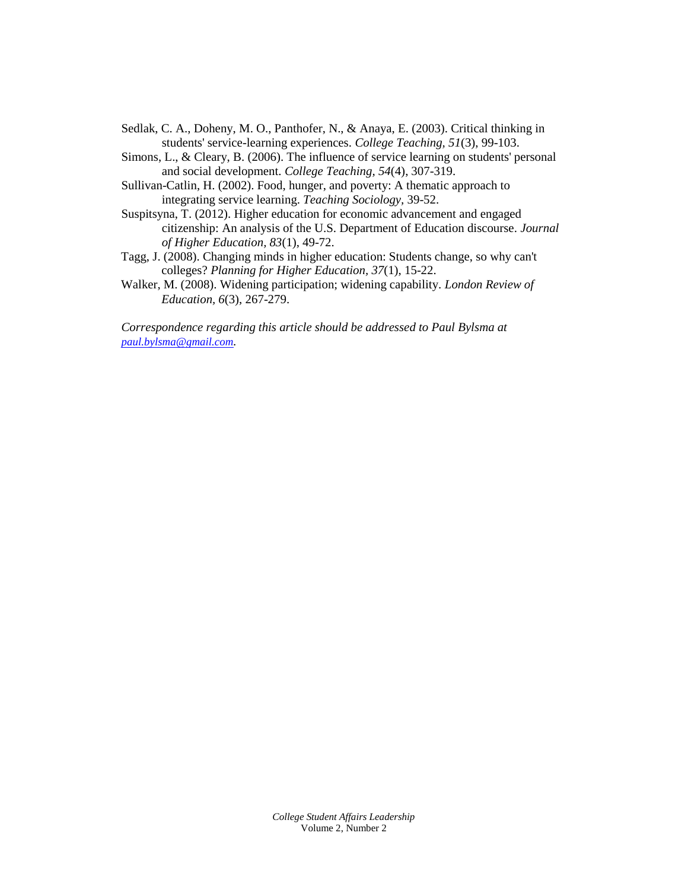Sedlak, C. A., Doheny, M. O., Panthofer, N., & Anaya, E. (2003). Critical thinking in students' service-learning experiences. *College Teaching, 51*(3), 99-103.

Simons, L., & Cleary, B. (2006). The influence of service learning on students' personal and social development. *College Teaching, 54*(4), 307-319.

Sullivan-Catlin, H. (2002). Food, hunger, and poverty: A thematic approach to integrating service learning. *Teaching Sociology*, 39-52.

Suspitsyna, T. (2012). Higher education for economic advancement and engaged citizenship: An analysis of the U.S. Department of Education discourse. *Journal of Higher Education, 83*(1), 49-72.

Tagg, J. (2008). Changing minds in higher education: Students change, so why can't colleges? *Planning for Higher Education, 37*(1), 15-22.

Walker, M. (2008). Widening participation; widening capability. *London Review of Education, 6*(3), 267-279.

*Correspondence regarding this article should be addressed to Paul Bylsma at paul.bylsma@gmail.com.*